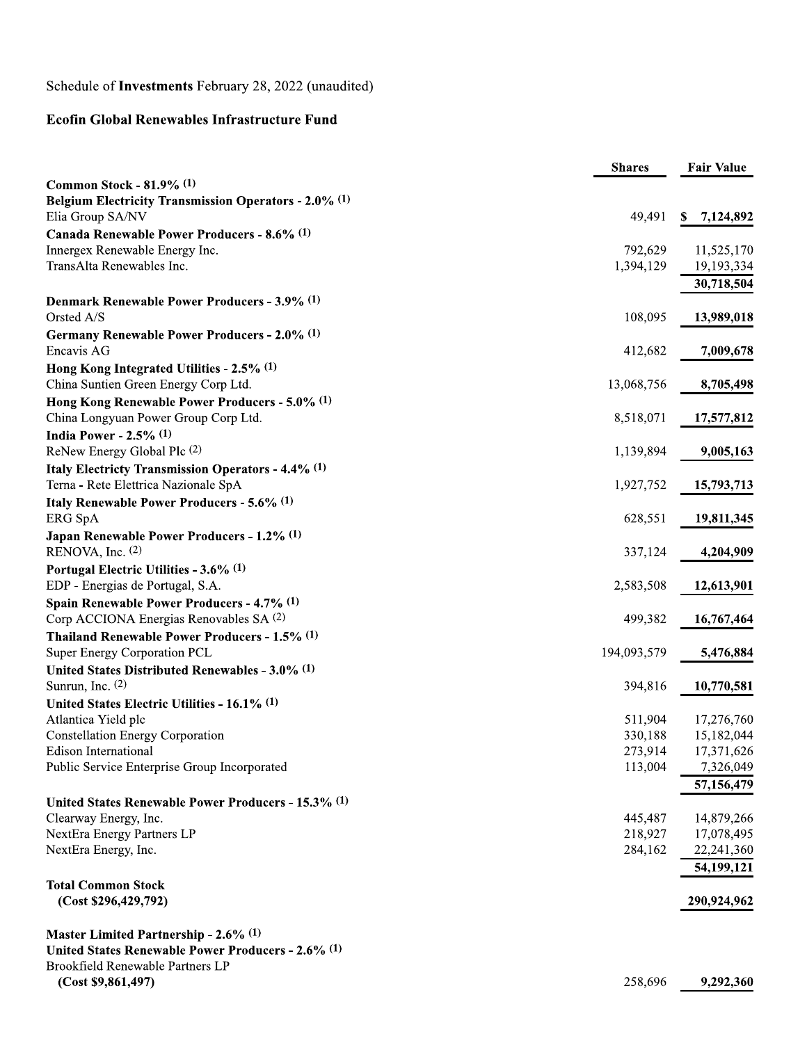Schedule of **Investments** February 28, 2022 (unaudited)

**Ecofin Global Renewables Infrastructure Fund**

| | Shares | Fair Value |
|---|---|---|
| **Common Stock - 81.9% (1)** | | |
| **Belgium Electricity Transmission Operators - 2.0% (1)** | | |
| Elia Group SA/NV | 49,491 | $ 7,124,892 |
| **Canada Renewable Power Producers - 8.6% (1)** | | |
| Innergex Renewable Energy Inc. | 792,629 | 11,525,170 |
| TransAlta Renewables Inc. | 1,394,129 | 19,193,334 |
| | | **30,718,504** |
| **Denmark Renewable Power Producers - 3.9% (1)** | | |
| Orsted A/S | 108,095 | **13,989,018** |
| **Germany Renewable Power Producers - 2.0% (1)** | | |
| Encavis AG | 412,682 | **7,009,678** |
| **Hong Kong Integrated Utilities - 2.5% (1)** | | |
| China Suntien Green Energy Corp Ltd. | 13,068,756 | **8,705,498** |
| **Hong Kong Renewable Power Producers - 5.0% (1)** | | |
| China Longyuan Power Group Corp Ltd. | 8,518,071 | **17,577,812** |
| **India Power - 2.5% (1)** | | |
| ReNew Energy Global Plc (2) | 1,139,894 | **9,005,163** |
| **Italy Electricty Transmission Operators - 4.4% (1)** | | |
| Terna - Rete Elettrica Nazionale SpA | 1,927,752 | **15,793,713** |
| **Italy Renewable Power Producers - 5.6% (1)** | | |
| ERG SpA | 628,551 | **19,811,345** |
| **Japan Renewable Power Producers - 1.2% (1)** | | |
| RENOVA, Inc. (2) | 337,124 | **4,204,909** |
| **Portugal Electric Utilities - 3.6% (1)** | | |
| EDP - Energias de Portugal, S.A. | 2,583,508 | **12,613,901** |
| **Spain Renewable Power Producers - 4.7% (1)** | | |
| Corp ACCIONA Energias Renovables SA (2) | 499,382 | **16,767,464** |
| **Thailand Renewable Power Producers - 1.5% (1)** | | |
| Super Energy Corporation PCL | 194,093,579 | **5,476,884** |
| **United States Distributed Renewables - 3.0% (1)** | | |
| Sunrun, Inc. (2) | 394,816 | **10,770,581** |
| **United States Electric Utilities - 16.1% (1)** | | |
| Atlantica Yield plc | 511,904 | 17,276,760 |
| Constellation Energy Corporation | 330,188 | 15,182,044 |
| Edison International | 273,914 | 17,371,626 |
| Public Service Enterprise Group Incorporated | 113,004 | 7,326,049 |
| | | **57,156,479** |
| **United States Renewable Power Producers - 15.3% (1)** | | |
| Clearway Energy, Inc. | 445,487 | 14,879,266 |
| NextEra Energy Partners LP | 218,927 | 17,078,495 |
| NextEra Energy, Inc. | 284,162 | 22,241,360 |
| | | **54,199,121** |
| **Total Common Stock** | | |
| **(Cost $296,429,792)** | | **290,924,962** |
| **Master Limited Partnership - 2.6% (1)** | | |
| **United States Renewable Power Producers - 2.6% (1)** | | |
| Brookfield Renewable Partners LP | | |
| **(Cost $9,861,497)** | 258,696 | **9,292,360** |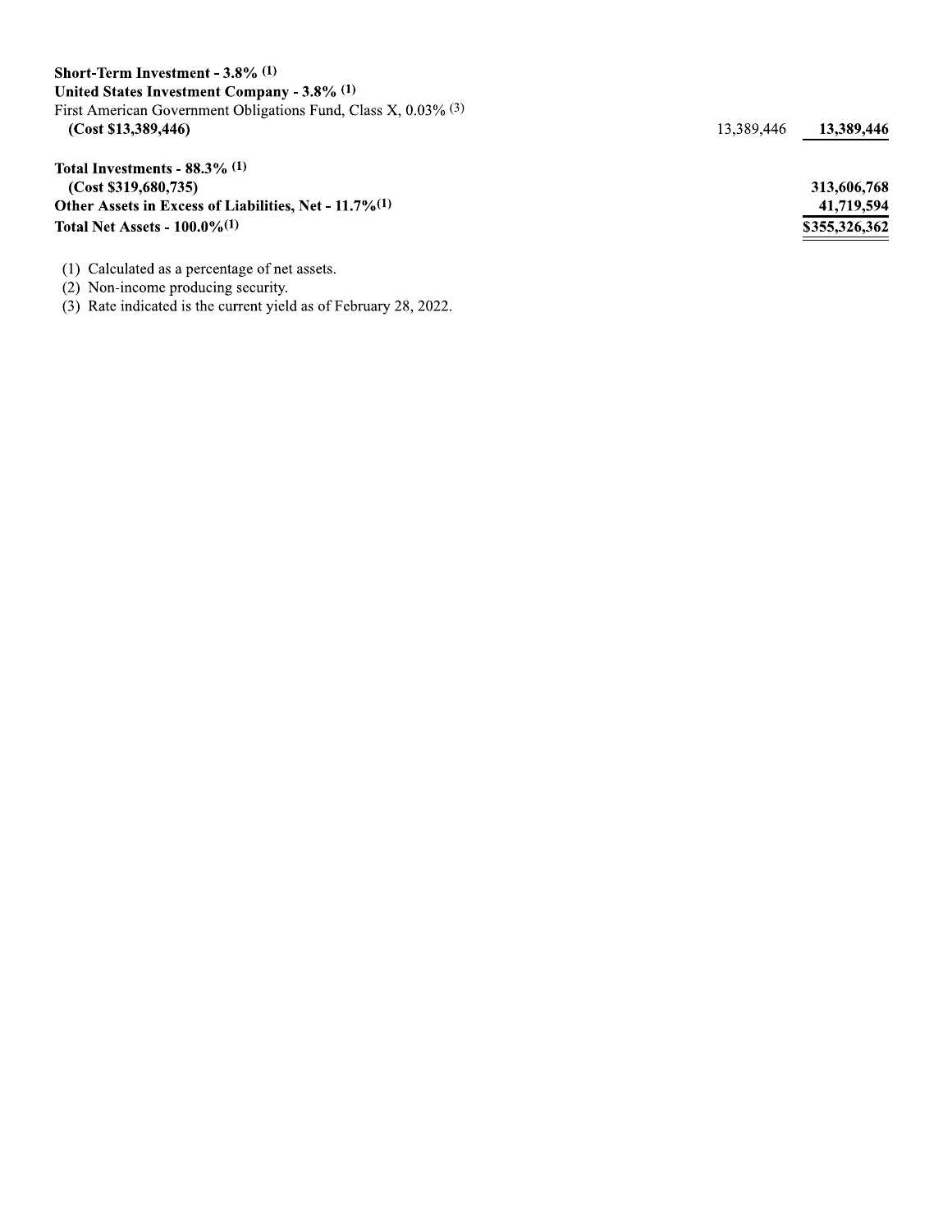| | | |
|---|---|---|
| **Short-Term Investment - 3.8%** (1) | | |
| **United States Investment Company - 3.8%** (1) | | |
| First American Government Obligations Fund, Class X, 0.03% (3) | | |
| **(Cost $13,389,446)** | 13,389,446 | **13,389,446** |
| | | |
| **Total Investments - 88.3%** (1) | | |
| **(Cost $319,680,735)** | | **313,606,768** |
| **Other Assets in Excess of Liabilities, Net - 11.7%**(1) | | **41,719,594** |
| **Total Net Assets - 100.0%**(1) | | **$355,326,362** |

(1) Calculated as a percentage of net assets.

(2) Non-income producing security.

(3) Rate indicated is the current yield as of February 28, 2022.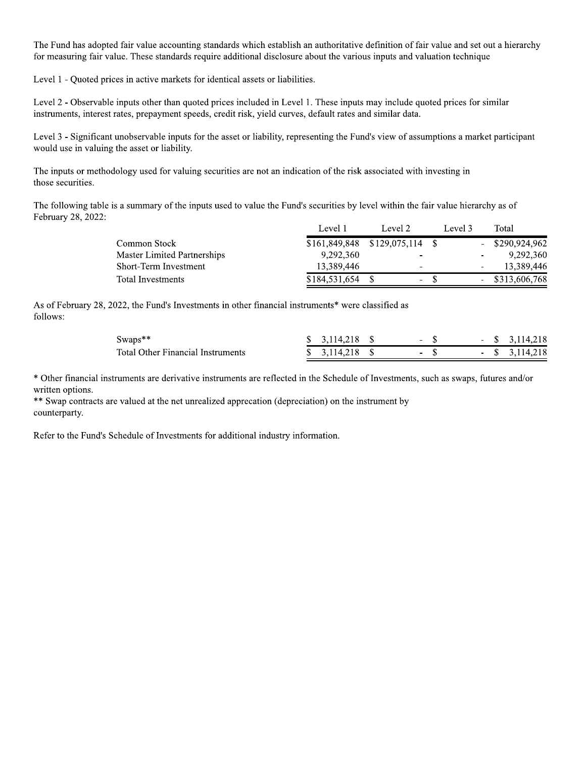The Fund has adopted fair value accounting standards which establish an authoritative definition of fair value and set out a hierarchy for measuring fair value. These standards require additional disclosure about the various inputs and valuation technique

Level 1 - Quoted prices in active markets for identical assets or liabilities.

Level 2 - Observable inputs other than quoted prices included in Level 1. These inputs may include quoted prices for similar instruments, interest rates, prepayment speeds, credit risk, yield curves, default rates and similar data.

Level 3 - Significant unobservable inputs for the asset or liability, representing the Fund's view of assumptions a market participant would use in valuing the asset or liability.

The inputs or methodology used for valuing securities are not an indication of the risk associated with investing in those securities.

The following table is a summary of the inputs used to value the Fund's securities by level within the fair value hierarchy as of February 28, 2022:

| | Level 1 | Level 2 | Level 3 | Total |
|---|---|---|---|---|
| Common Stock | $161,849,848 | $129,075,114 | $ - | $290,924,962 |
| Master Limited Partnerships | 9,292,360 | - | - | 9,292,360 |
| Short-Term Investment | 13,389,446 | - | - | 13,389,446 |
| Total Investments | $184,531,654 | $ - | $ - | $313,606,768 |

As of February 28, 2022, the Fund's Investments in other financial instruments* were classified as follows:

| | Level 1 | Level 2 | Level 3 | Total |
|---|---|---|---|---|
| Swaps** | $ 3,114,218 | $ - | $ - | $ 3,114,218 |
| Total Other Financial Instruments | $ 3,114,218 | $ - | $ - | $ 3,114,218 |

* Other financial instruments are derivative instruments are reflected in the Schedule of Investments, such as swaps, futures and/or written options.

** Swap contracts are valued at the net unrealized apprecation (depreciation) on the instrument by counterparty.

Refer to the Fund's Schedule of Investments for additional industry information.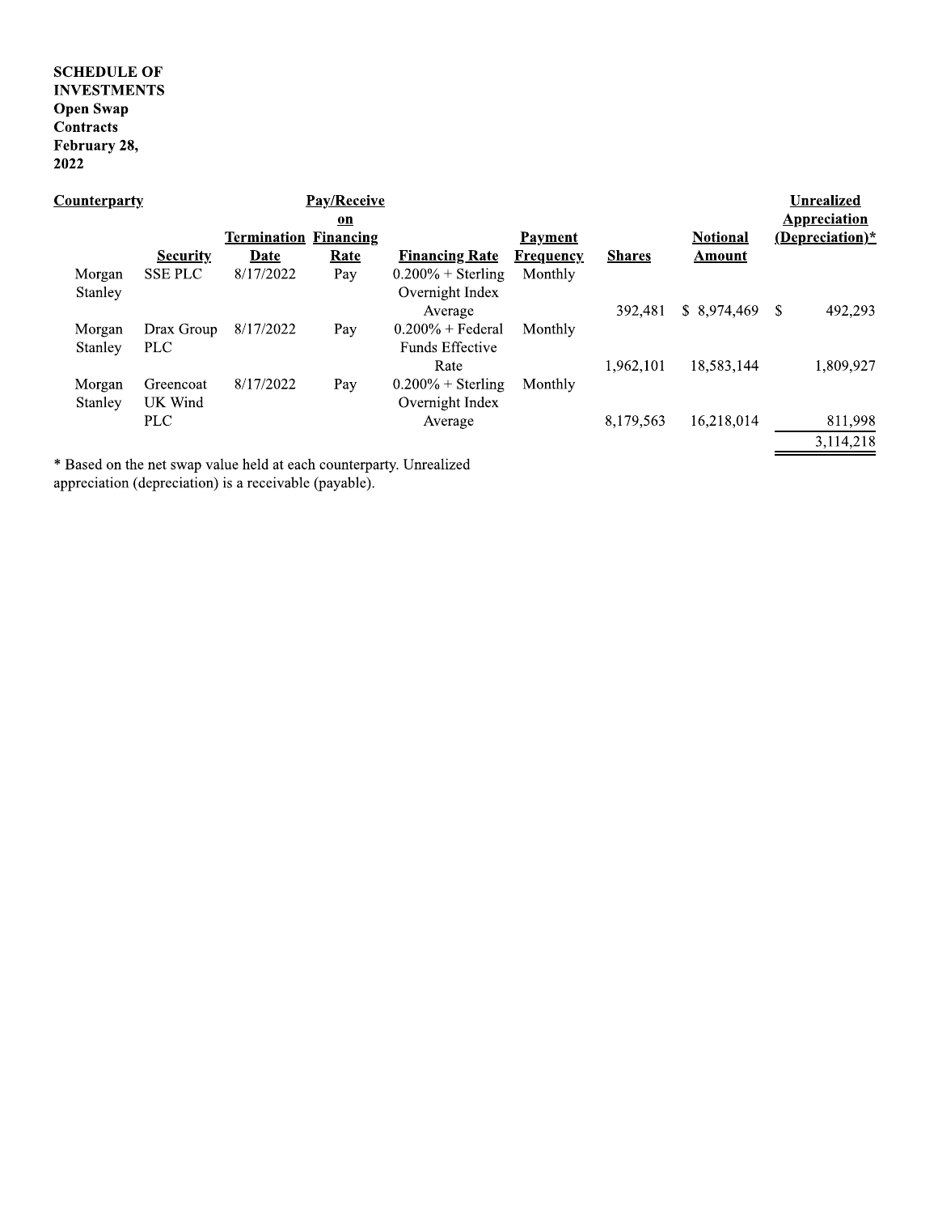**SCHEDULE OF INVESTMENTS**
**Open Swap Contracts**
**February 28, 2022**

| Counterparty | Security | Termination Date | Pay/Receive on Financing Rate | Financing Rate | Payment Frequency | Shares | Notional Amount | Unrealized Appreciation (Depreciation)* |
|---|---|---|---|---|---|---|---|---|
| Morgan Stanley | SSE PLC | 8/17/2022 | Pay | 0.200% + Sterling Overnight Index Average | Monthly | 392,481 | $ 8,974,469 | $ 492,293 |
| Morgan Stanley | Drax Group PLC | 8/17/2022 | Pay | 0.200% + Federal Funds Effective Rate | Monthly | 1,962,101 | 18,583,144 | 1,809,927 |
| Morgan Stanley | Greencoat UK Wind PLC | 8/17/2022 | Pay | 0.200% + Sterling Overnight Index Average | Monthly | 8,179,563 | 16,218,014 | 811,998 |
| | | | | | | | | 3,114,218 |

* Based on the net swap value held at each counterparty. Unrealized appreciation (depreciation) is a receivable (payable).